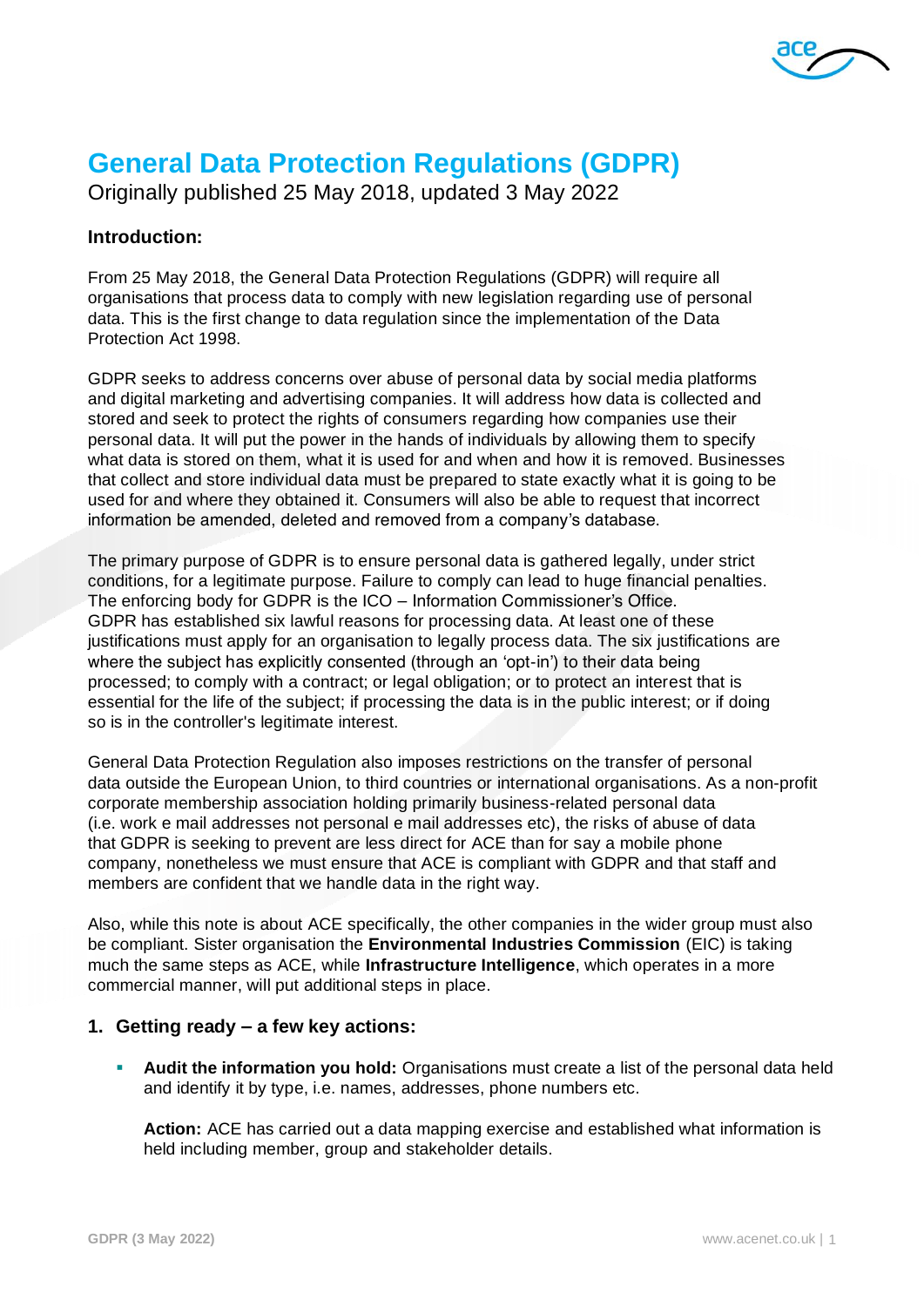# General Data Protection Regulations (GDPR)

Originally published 25 May 2018, updated 3 May 2022

## Introduction:

From 25 May 2018, the General Data Protection Regulations (GDPR) will require all organisations that process data to comply with new legislation regarding use of personal data. This is the first change to data regulation since the implementation of the Data Protection Act 1998.

GDPR seeks to address concerns over abuse of personal data by social media platforms and digital marketing and advertising companies. It will address how data is collected and stored and seek to protect the rights of consumers regarding how companies use their personal data. It will put the power in the hands of individuals by allowing them to specify what data is stored on them, what it is used for and when and how it is removed. Businesses that collect and store individual data must be prepared to state exactly what it is going to be used for and where they obtained it. Consumers will also be able to request that incorrect information be amended, deleted and removed from a company's database.

The primary purpose of GDPR is to ensure personal data is gathered legally, under strict conditions, for a legitimate purpose. Failure to comply can lead to huge financial penalties. The enforcing body for GDPR is the ICO – Information Commissioner's Office. GDPR has established six lawful reasons for processing data. At least one of these justifications must apply for an organisation to legally process data. The six justifications are where the subject has explicitly consented (through an 'opt-in') to their data being processed; to comply with a contract; or legal obligation; or to protect an interest that is essential for the life of the subject; if processing the data is in the public interest; or if doing so is in the controller's legitimate interest.

General Data Protection Regulation also imposes restrictions on the transfer of personal data outside the European Union, to third countries or international organisations. As a non-profit corporate membership association holding primarily business-related personal data (i.e. work e mail addresses not personal e mail addresses etc), the risks of abuse of data that GDPR is seeking to prevent are less direct for ACE than for say a mobile phone company, nonetheless we must ensure that ACE is compliant with GDPR and that staff and members are confident that we handle data in the right way.

Also, while this note is about ACE specifically, the other companies in the wider group must also be compliant. Sister organisation the **Environmental Industries Commission** (EIC) is taking much the same steps as ACE, while **Infrastructure Intelligence**, which operates in a more commercial manner, will put additional steps in place.

## 1. Getting ready – a few key actions:

- **Audit the information you hold:** Organisations must create a list of the personal data held and identify it by type, i.e. names, addresses, phone numbers etc.

  **Action:** ACE has carried out a data mapping exercise and established what information is held including member, group and stakeholder details.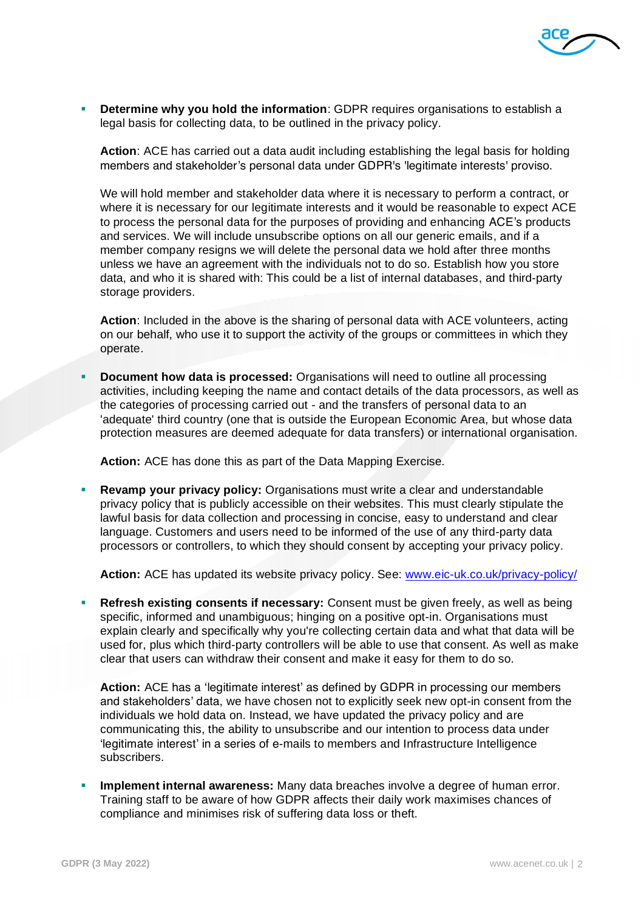- **Determine why you hold the information**: GDPR requires organisations to establish a legal basis for collecting data, to be outlined in the privacy policy.

  **Action**: ACE has carried out a data audit including establishing the legal basis for holding members and stakeholder's personal data under GDPR's 'legitimate interests' proviso.

  We will hold member and stakeholder data where it is necessary to perform a contract, or where it is necessary for our legitimate interests and it would be reasonable to expect ACE to process the personal data for the purposes of providing and enhancing ACE's products and services. We will include unsubscribe options on all our generic emails, and if a member company resigns we will delete the personal data we hold after three months unless we have an agreement with the individuals not to do so. Establish how you store data, and who it is shared with: This could be a list of internal databases, and third-party storage providers.

  **Action**: Included in the above is the sharing of personal data with ACE volunteers, acting on our behalf, who use it to support the activity of the groups or committees in which they operate.

- **Document how data is processed:** Organisations will need to outline all processing activities, including keeping the name and contact details of the data processors, as well as the categories of processing carried out - and the transfers of personal data to an 'adequate' third country (one that is outside the European Economic Area, but whose data protection measures are deemed adequate for data transfers) or international organisation.

  **Action:** ACE has done this as part of the Data Mapping Exercise.

- **Revamp your privacy policy:** Organisations must write a clear and understandable privacy policy that is publicly accessible on their websites. This must clearly stipulate the lawful basis for data collection and processing in concise, easy to understand and clear language. Customers and users need to be informed of the use of any third-party data processors or controllers, to which they should consent by accepting your privacy policy.

  **Action:** ACE has updated its website privacy policy. See: [www.eic-uk.co.uk/privacy-policy/](www.eic-uk.co.uk/privacy-policy/)

- **Refresh existing consents if necessary:** Consent must be given freely, as well as being specific, informed and unambiguous; hinging on a positive opt-in. Organisations must explain clearly and specifically why you're collecting certain data and what that data will be used for, plus which third-party controllers will be able to use that consent. As well as make clear that users can withdraw their consent and make it easy for them to do so.

  **Action:** ACE has a 'legitimate interest' as defined by GDPR in processing our members and stakeholders' data, we have chosen not to explicitly seek new opt-in consent from the individuals we hold data on. Instead, we have updated the privacy policy and are communicating this, the ability to unsubscribe and our intention to process data under 'legitimate interest' in a series of e-mails to members and Infrastructure Intelligence subscribers.

- **Implement internal awareness:** Many data breaches involve a degree of human error. Training staff to be aware of how GDPR affects their daily work maximises chances of compliance and minimises risk of suffering data loss or theft.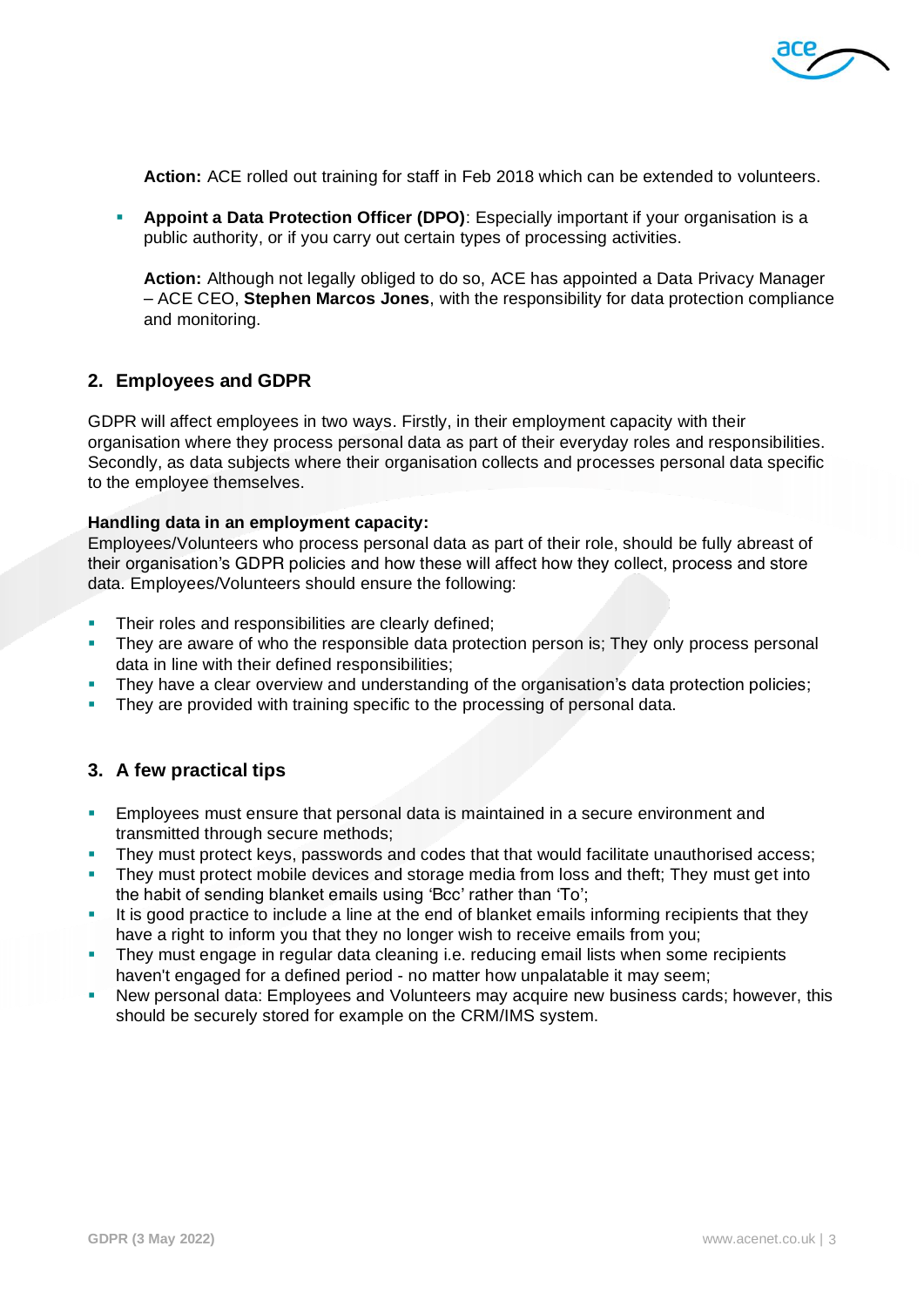**Action:** ACE rolled out training for staff in Feb 2018 which can be extended to volunteers.

- **Appoint a Data Protection Officer (DPO)**: Especially important if your organisation is a public authority, or if you carry out certain types of processing activities.

  **Action:** Although not legally obliged to do so, ACE has appointed a Data Privacy Manager – ACE CEO, **Stephen Marcos Jones**, with the responsibility for data protection compliance and monitoring.

## 2. Employees and GDPR

GDPR will affect employees in two ways. Firstly, in their employment capacity with their organisation where they process personal data as part of their everyday roles and responsibilities. Secondly, as data subjects where their organisation collects and processes personal data specific to the employee themselves.

**Handling data in an employment capacity:**
Employees/Volunteers who process personal data as part of their role, should be fully abreast of their organisation's GDPR policies and how these will affect how they collect, process and store data. Employees/Volunteers should ensure the following:

- Their roles and responsibilities are clearly defined;
- They are aware of who the responsible data protection person is; They only process personal data in line with their defined responsibilities;
- They have a clear overview and understanding of the organisation's data protection policies;
- They are provided with training specific to the processing of personal data.

## 3. A few practical tips

- Employees must ensure that personal data is maintained in a secure environment and transmitted through secure methods;
- They must protect keys, passwords and codes that that would facilitate unauthorised access;
- They must protect mobile devices and storage media from loss and theft; They must get into the habit of sending blanket emails using 'Bcc' rather than 'To';
- It is good practice to include a line at the end of blanket emails informing recipients that they have a right to inform you that they no longer wish to receive emails from you;
- They must engage in regular data cleaning i.e. reducing email lists when some recipients haven't engaged for a defined period - no matter how unpalatable it may seem;
- New personal data: Employees and Volunteers may acquire new business cards; however, this should be securely stored for example on the CRM/IMS system.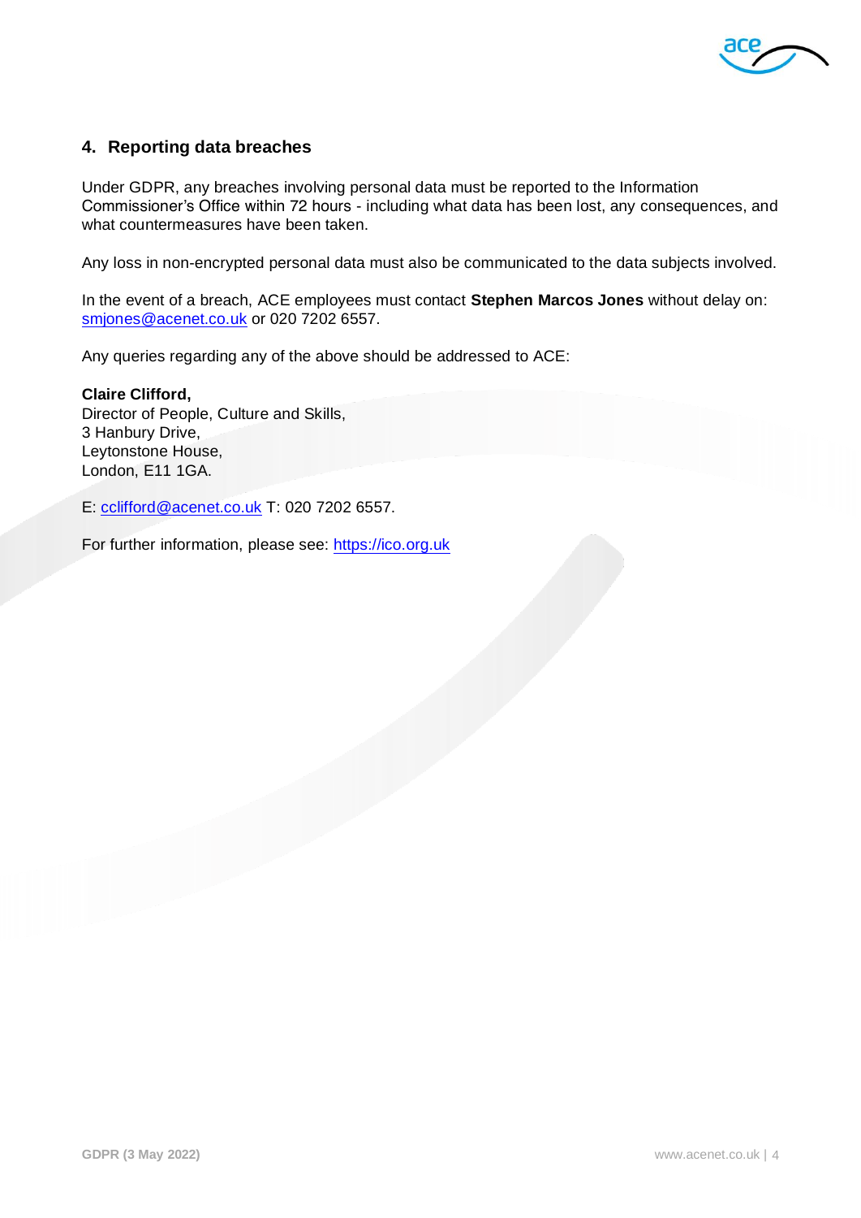## 4. Reporting data breaches

Under GDPR, any breaches involving personal data must be reported to the Information Commissioner's Office within 72 hours - including what data has been lost, any consequences, and what countermeasures have been taken.

Any loss in non-encrypted personal data must also be communicated to the data subjects involved.

In the event of a breach, ACE employees must contact **Stephen Marcos Jones** without delay on: smjones@acenet.co.uk or 020 7202 6557.

Any queries regarding any of the above should be addressed to ACE:

**Claire Clifford,**
Director of People, Culture and Skills,
3 Hanbury Drive,
Leytonstone House,
London, E11 1GA.

E: cclifford@acenet.co.uk T: 020 7202 6557.

For further information, please see: https://ico.org.uk